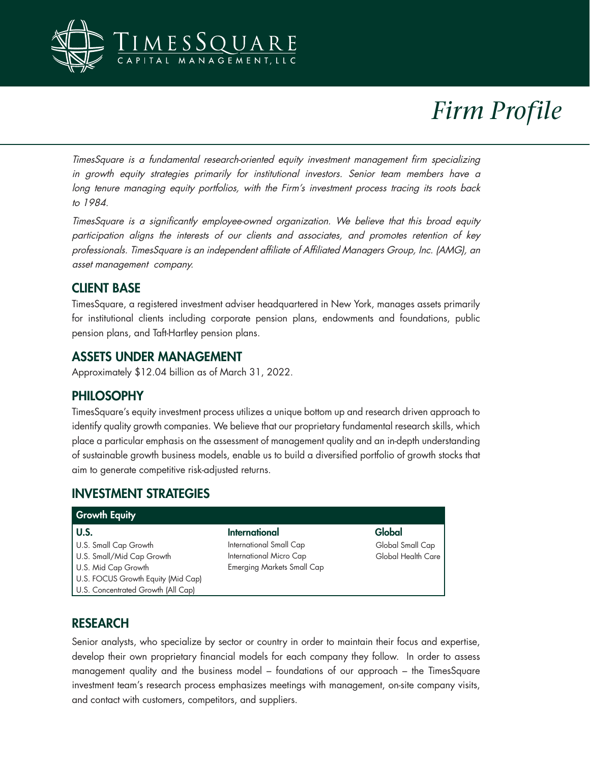TimesSquare Capital Management, LLC

# Firm Profile

*TimesSquare is a fundamental research-oriented equity investment management firm specializing in growth equity strategies primarily for institutional investors. Senior team members have a long tenure managing equity portfolios, with the Firm's investment process tracing its roots back to 1984.*

*TimesSquare is a significantly employee-owned organization. We believe that this broad equity participation aligns the interests of our clients and associates, and promotes retention of key professionals. TimesSquare is an independent affiliate of Affiliated Managers Group, Inc. (AMG), an asset management company.*

## CLIENT BASE

TimesSquare, a registered investment adviser headquartered in New York, manages assets primarily for institutional clients including corporate pension plans, endowments and foundations, public pension plans, and Taft-Hartley pension plans.

## ASSETS UNDER MANAGEMENT

Approximately $12.04 billion as of March 31, 2022.

## PHILOSOPHY

TimesSquare's equity investment process utilizes a unique bottom up and research driven approach to identify quality growth companies. We believe that our proprietary fundamental research skills, which place a particular emphasis on the assessment of management quality and an in-depth understanding of sustainable growth business models, enable us to build a diversified portfolio of growth stocks that aim to generate competitive risk-adjusted returns.

## INVESTMENT STRATEGIES

| Growth Equity | | |
|---|---|---|
| **U.S.** | **International** | **Global** |
| U.S. Small Cap Growth | International Small Cap | Global Small Cap |
| U.S. Small/Mid Cap Growth | International Micro Cap | Global Health Care |
| U.S. Mid Cap Growth | Emerging Markets Small Cap | |
| U.S. FOCUS Growth Equity (Mid Cap) | | |
| U.S. Concentrated Growth (All Cap) | | |

## RESEARCH

Senior analysts, who specialize by sector or country in order to maintain their focus and expertise, develop their own proprietary financial models for each company they follow. In order to assess management quality and the business model – foundations of our approach – the TimesSquare investment team's research process emphasizes meetings with management, on-site company visits, and contact with customers, competitors, and suppliers.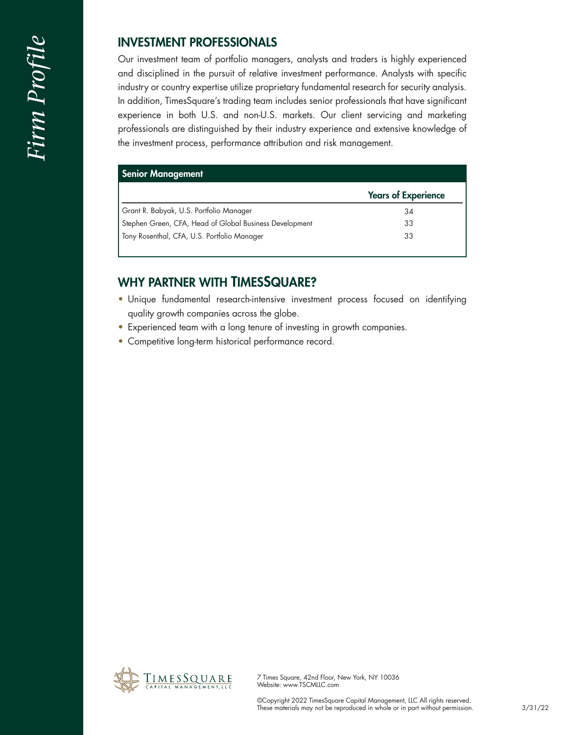## INVESTMENT PROFESSIONALS

Our investment team of portfolio managers, analysts and traders is highly experienced and disciplined in the pursuit of relative investment performance. Analysts with specific industry or country expertise utilize proprietary fundamental research for security analysis. In addition, TimesSquare's trading team includes senior professionals that have significant experience in both U.S. and non-U.S. markets. Our client servicing and marketing professionals are distinguished by their industry experience and extensive knowledge of the investment process, performance attribution and risk management.

**Senior Management**

| | Years of Experience |
|---|---|
| Grant R. Babyak, U.S. Portfolio Manager | 34 |
| Stephen Green, CFA, Head of Global Business Development | 33 |
| Tony Rosenthal, CFA, U.S. Portfolio Manager | 33 |

## WHY PARTNER WITH TIMESSQUARE?

- Unique fundamental research-intensive investment process focused on identifying quality growth companies across the globe.
- Experienced team with a long tenure of investing in growth companies.
- Competitive long-term historical performance record.

TimesSquare Capital Management, LLC

7 Times Square, 42nd Floor, New York, NY 10036
Website: www.TSCMLLC.com

©Copyright 2022 TimesSquare Capital Management, LLC All rights reserved.
These materials may not be reproduced in whole or in part without permission.

3/31/22